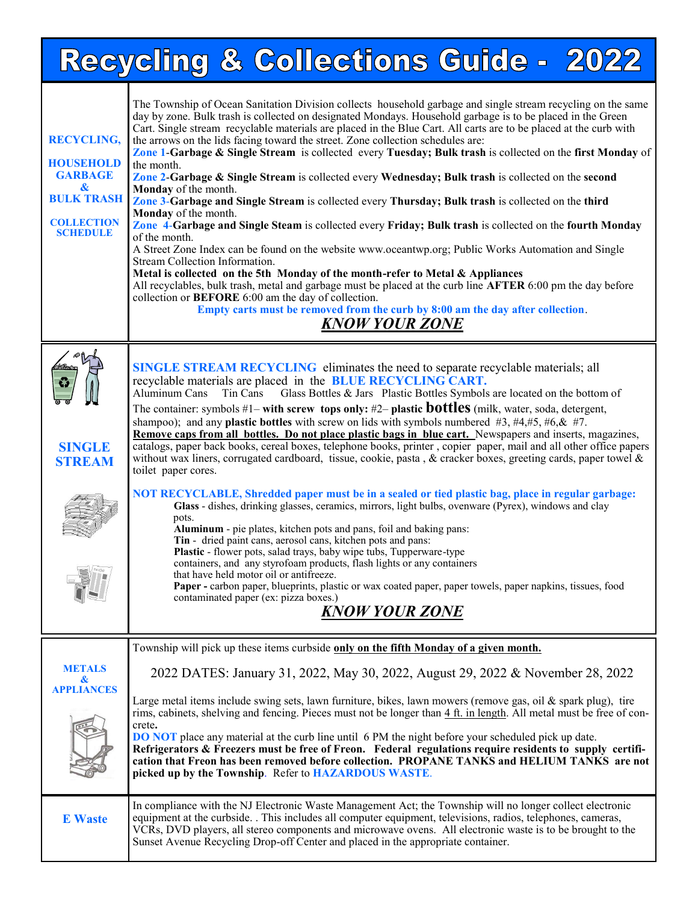# Recycling & Collections Guide - 2022

## RECYCLING, HOUSEHOLD GARBAGE & BULK TRASH COLLECTION SCHEDULE

The Township of Ocean Sanitation Division collects household garbage and single stream recycling on the same day by zone. Bulk trash is collected on designated Mondays. Household garbage is to be placed in the Green Cart. Single stream recyclable materials are placed in the Blue Cart. All carts are to be placed at the curb with the arrows on the lids facing toward the street. Zone collection schedules are:

Zone 1-**Garbage & Single Stream** is collected every **Tuesday; Bulk trash** is collected on the **first Monday** of the month.

Zone 2-**Garbage & Single Stream** is collected every **Wednesday; Bulk trash** is collected on the **second Monday** of the month.

Zone 3-**Garbage and Single Stream** is collected every **Thursday; Bulk trash** is collected on the **third Monday** of the month.

Zone 4-**Garbage and Single Steam** is collected every **Friday; Bulk trash** is collected on the **fourth Monday** of the month.

A Street Zone Index can be found on the website www.oceantwp.org; Public Works Automation and Single Stream Collection Information.

**Metal is collected on the 5th Monday of the month-refer to Metal & Appliances**

All recyclables, bulk trash, metal and garbage must be placed at the curb line **AFTER** 6:00 pm the day before collection or **BEFORE** 6:00 am the day of collection.

**Empty carts must be removed from the curb by 8:00 am the day after collection**.

***KNOW YOUR ZONE***

## SINGLE STREAM

**SINGLE STREAM RECYCLING** eliminates the need to separate recyclable materials; all recyclable materials are placed in the **BLUE RECYCLING CART.**

Aluminum Cans Tin Cans Glass Bottles & Jars Plastic Bottles Symbols are located on the bottom of The container: symbols #1– **with screw tops only:** #2– **plastic bottles** (milk, water, soda, detergent, shampoo); and any **plastic bottles** with screw on lids with symbols numbered #3, #4,#5, #6,& #7.

**Remove caps from all bottles. Do not place plastic bags in blue cart.** Newspapers and inserts, magazines, catalogs, paper back books, cereal boxes, telephone books, printer , copier paper, mail and all other office papers without wax liners, corrugated cardboard, tissue, cookie, pasta , & cracker boxes, greeting cards, paper towel & toilet paper cores.

**NOT RECYCLABLE, Shredded paper must be in a sealed or tied plastic bag, place in regular garbage:**

- **Glass** - dishes, drinking glasses, ceramics, mirrors, light bulbs, ovenware (Pyrex), windows and clay pots.
- **Aluminum** - pie plates, kitchen pots and pans, foil and baking pans:
- **Tin** - dried paint cans, aerosol cans, kitchen pots and pans:
- **Plastic** - flower pots, salad trays, baby wipe tubs, Tupperware-type containers, and any styrofoam products, flash lights or any containers that have held motor oil or antifreeze.
- **Paper -** carbon paper, blueprints, plastic or wax coated paper, paper towels, paper napkins, tissues, food contaminated paper (ex: pizza boxes.)

***KNOW YOUR ZONE***

## METALS & APPLIANCES

Township will pick up these items curbside **only on the fifth Monday of a given month.**

2022 DATES: January 31, 2022, May 30, 2022, August 29, 2022 & November 28, 2022

Large metal items include swing sets, lawn furniture, bikes, lawn mowers (remove gas, oil & spark plug), tire rims, cabinets, shelving and fencing. Pieces must not be longer than 4 ft. in length. All metal must be free of concrete**.**

**DO NOT** place any material at the curb line until 6 PM the night before your scheduled pick up date.

**Refrigerators & Freezers must be free of Freon. Federal regulations require residents to supply certification that Freon has been removed before collection. PROPANE TANKS and HELIUM TANKS are not picked up by the Township**. Refer to **HAZARDOUS WASTE**.

## E Waste

In compliance with the NJ Electronic Waste Management Act; the Township will no longer collect electronic equipment at the curbside. . This includes all computer equipment, televisions, radios, telephones, cameras, VCRs, DVD players, all stereo components and microwave ovens. All electronic waste is to be brought to the Sunset Avenue Recycling Drop-off Center and placed in the appropriate container.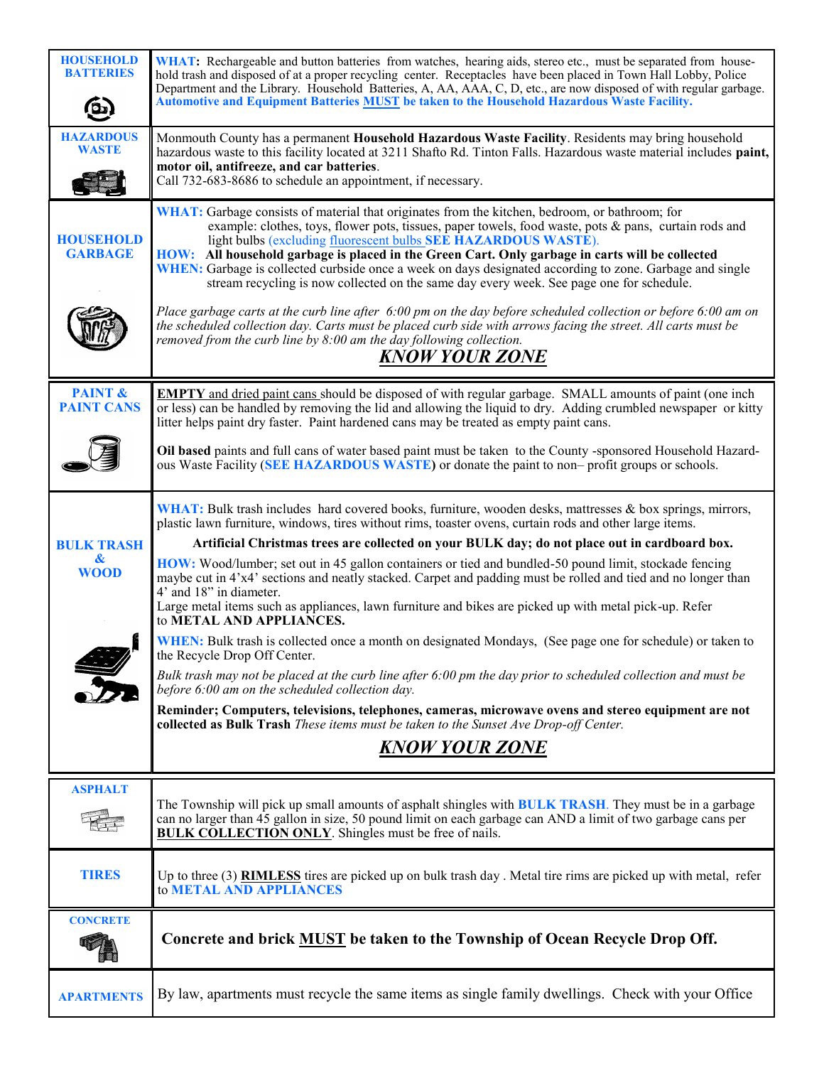| | |
|---|---|
| **HOUSEHOLD BATTERIES** | **WHAT:** Rechargeable and button batteries from watches, hearing aids, stereo etc., must be separated from household trash and disposed of at a proper recycling center. Receptacles have been placed in Town Hall Lobby, Police Department and the Library. Household Batteries, A, AA, AAA, C, D, etc., are now disposed of with regular garbage. **Automotive and Equipment Batteries MUST be taken to the Household Hazardous Waste Facility.** |
| **HAZARDOUS WASTE** | Monmouth County has a permanent **Household Hazardous Waste Facility**. Residents may bring household hazardous waste to this facility located at 3211 Shafto Rd. Tinton Falls. Hazardous waste material includes **paint, motor oil, antifreeze, and car batteries**. Call 732-683-8686 to schedule an appointment, if necessary. |
| **HOUSEHOLD GARBAGE** | **WHAT:** Garbage consists of material that originates from the kitchen, bedroom, or bathroom; for example: clothes, toys, flower pots, tissues, paper towels, food waste, pots & pans, curtain rods and light bulbs (excluding fluorescent bulbs **SEE HAZARDOUS WASTE**). **HOW: All household garbage is placed in the Green Cart. Only garbage in carts will be collected** **WHEN:** Garbage is collected curbside once a week on days designated according to zone. Garbage and single stream recycling is now collected on the same day every week. See page one for schedule. *Place garbage carts at the curb line after 6:00 pm on the day before scheduled collection or before 6:00 am on the scheduled collection day. Carts must be placed curb side with arrows facing the street. All carts must be removed from the curb line by 8:00 am the day following collection.* ***KNOW YOUR ZONE*** |
| **PAINT & PAINT CANS** | **EMPTY** and dried paint cans should be disposed of with regular garbage. SMALL amounts of paint (one inch or less) can be handled by removing the lid and allowing the liquid to dry. Adding crumbled newspaper or kitty litter helps paint dry faster. Paint hardened cans may be treated as empty paint cans. **Oil based** paints and full cans of water based paint must be taken to the County -sponsored Household Hazardous Waste Facility (**SEE HAZARDOUS WASTE**) or donate the paint to non– profit groups or schools. |
| **BULK TRASH & WOOD** | **WHAT:** Bulk trash includes hard covered books, furniture, wooden desks, mattresses & box springs, mirrors, plastic lawn furniture, windows, tires without rims, toaster ovens, curtain rods and other large items. **Artificial Christmas trees are collected on your BULK day; do not place out in cardboard box.** **HOW:** Wood/lumber; set out in 45 gallon containers or tied and bundled-50 pound limit, stockade fencing maybe cut in 4'x4' sections and neatly stacked. Carpet and padding must be rolled and tied and no longer than 4' and 18" in diameter. Large metal items such as appliances, lawn furniture and bikes are picked up with metal pick-up. Refer to **METAL AND APPLIANCES.** **WHEN:** Bulk trash is collected once a month on designated Mondays, (See page one for schedule) or taken to the Recycle Drop Off Center. *Bulk trash may not be placed at the curb line after 6:00 pm the day prior to scheduled collection and must be before 6:00 am on the scheduled collection day.* **Reminder; Computers, televisions, telephones, cameras, microwave ovens and stereo equipment are not collected as Bulk Trash** *These items must be taken to the Sunset Ave Drop-off Center.* ***KNOW YOUR ZONE*** |
| **ASPHALT** | The Township will pick up small amounts of asphalt shingles with **BULK TRASH**. They must be in a garbage can no larger than 45 gallon in size, 50 pound limit on each garbage can AND a limit of two garbage cans per **BULK COLLECTION ONLY**. Shingles must be free of nails. |
| **TIRES** | Up to three (3) **RIMLESS** tires are picked up on bulk trash day . Metal tire rims are picked up with metal, refer to **METAL AND APPLIANCES** |
| **CONCRETE** | **Concrete and brick MUST be taken to the Township of Ocean Recycle Drop Off.** |
| **APARTMENTS** | By law, apartments must recycle the same items as single family dwellings. Check with your Office |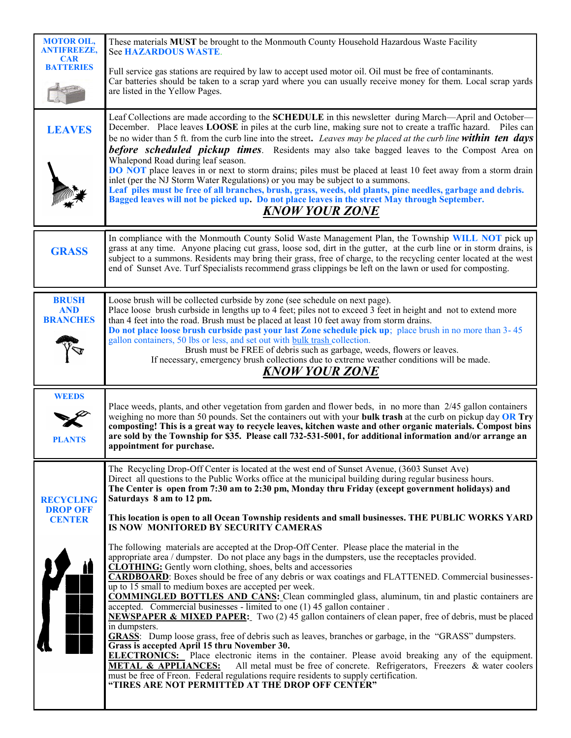## MOTOR OIL, ANTIFREEZE, CAR BATTERIES

These materials **MUST** be brought to the Monmouth County Household Hazardous Waste Facility
See **HAZARDOUS WASTE**.

Full service gas stations are required by law to accept used motor oil. Oil must be free of contaminants.
Car batteries should be taken to a scrap yard where you can usually receive money for them. Local scrap yards are listed in the Yellow Pages.

## LEAVES

Leaf Collections are made according to the **SCHEDULE** in this newsletter during March—April and October—December. Place leaves **LOOSE** in piles at the curb line, making sure not to create a traffic hazard. Piles can be no wider than 5 ft. from the curb line into the street**.** *Leaves may be placed at the curb line* ***within ten days before scheduled pickup times***. Residents may also take bagged leaves to the Compost Area on Whalepond Road during leaf season.
**DO NOT** place leaves in or next to storm drains; piles must be placed at least 10 feet away from a storm drain inlet (per the NJ Storm Water Regulations) or you may be subject to a summons.
**Leaf piles must be free of all branches, brush, grass, weeds, old plants, pine needles, garbage and debris. Bagged leaves will not be picked up. Do not place leaves in the street May through September.**

***KNOW YOUR ZONE***

## GRASS

In compliance with the Monmouth County Solid Waste Management Plan, the Township **WILL NOT** pick up grass at any time. Anyone placing cut grass, loose sod, dirt in the gutter, at the curb line or in storm drains, is subject to a summons. Residents may bring their grass, free of charge, to the recycling center located at the west end of Sunset Ave. Turf Specialists recommend grass clippings be left on the lawn or used for composting.

## BRUSH AND BRANCHES

Loose brush will be collected curbside by zone (see schedule on next page).
Place loose brush curbside in lengths up to 4 feet; piles not to exceed 3 feet in height and not to extend more than 4 feet into the road. Brush must be placed at least 10 feet away from storm drains.
**Do not place loose brush curbside past your last Zone schedule pick up**; place brush in no more than 3- 45 gallon containers, 50 lbs or less, and set out with bulk trash collection.

Brush must be FREE of debris such as garbage, weeds, flowers or leaves.
If necessary, emergency brush collections due to extreme weather conditions will be made.

***KNOW YOUR ZONE***

## WEEDS / PLANTS

Place weeds, plants, and other vegetation from garden and flower beds, in no more than 2/45 gallon containers weighing no more than 50 pounds. Set the containers out with your **bulk trash** at the curb on pickup day **OR Try composting! This is a great way to recycle leaves, kitchen waste and other organic materials. Compost bins are sold by the Township for $35. Please call 732-531-5001, for additional information and/or arrange an appointment for purchase.**

## RECYCLING DROP OFF CENTER

The Recycling Drop-Off Center is located at the west end of Sunset Avenue, (3603 Sunset Ave)
Direct all questions to the Public Works office at the municipal building during regular business hours.
**The Center is open from 7:30 am to 2:30 pm, Monday thru Friday (except government holidays) and Saturdays 8 am to 12 pm.**

**This location is open to all Ocean Township residents and small businesses. THE PUBLIC WORKS YARD IS NOW MONITORED BY SECURITY CAMERAS**

The following materials are accepted at the Drop-Off Center. Please place the material in the appropriate area / dumpster. Do not place any bags in the dumpsters, use the receptacles provided.
**CLOTHING:** Gently worn clothing, shoes, belts and accessories
**CARDBOARD**: Boxes should be free of any debris or wax coatings and FLATTENED. Commercial businesses- up to 15 small to medium boxes are accepted per week.
**COMMINGLED BOTTLES AND CANS:** Clean commingled glass, aluminum, tin and plastic containers are accepted. Commercial businesses - limited to one (1) 45 gallon container .
**NEWSPAPER & MIXED PAPER:** Two (2) 45 gallon containers of clean paper, free of debris, must be placed in dumpsters.
**GRASS**: Dump loose grass, free of debris such as leaves, branches or garbage, in the "GRASS" dumpsters. **Grass is accepted April 15 thru November 30.**
**ELECTRONICS:** Place electronic items in the container. Please avoid breaking any of the equipment.
**METAL & APPLIANCES:** All metal must be free of concrete. Refrigerators, Freezers & water coolers must be free of Freon. Federal regulations require residents to supply certification.
**"TIRES ARE NOT PERMITTED AT THE DROP OFF CENTER"**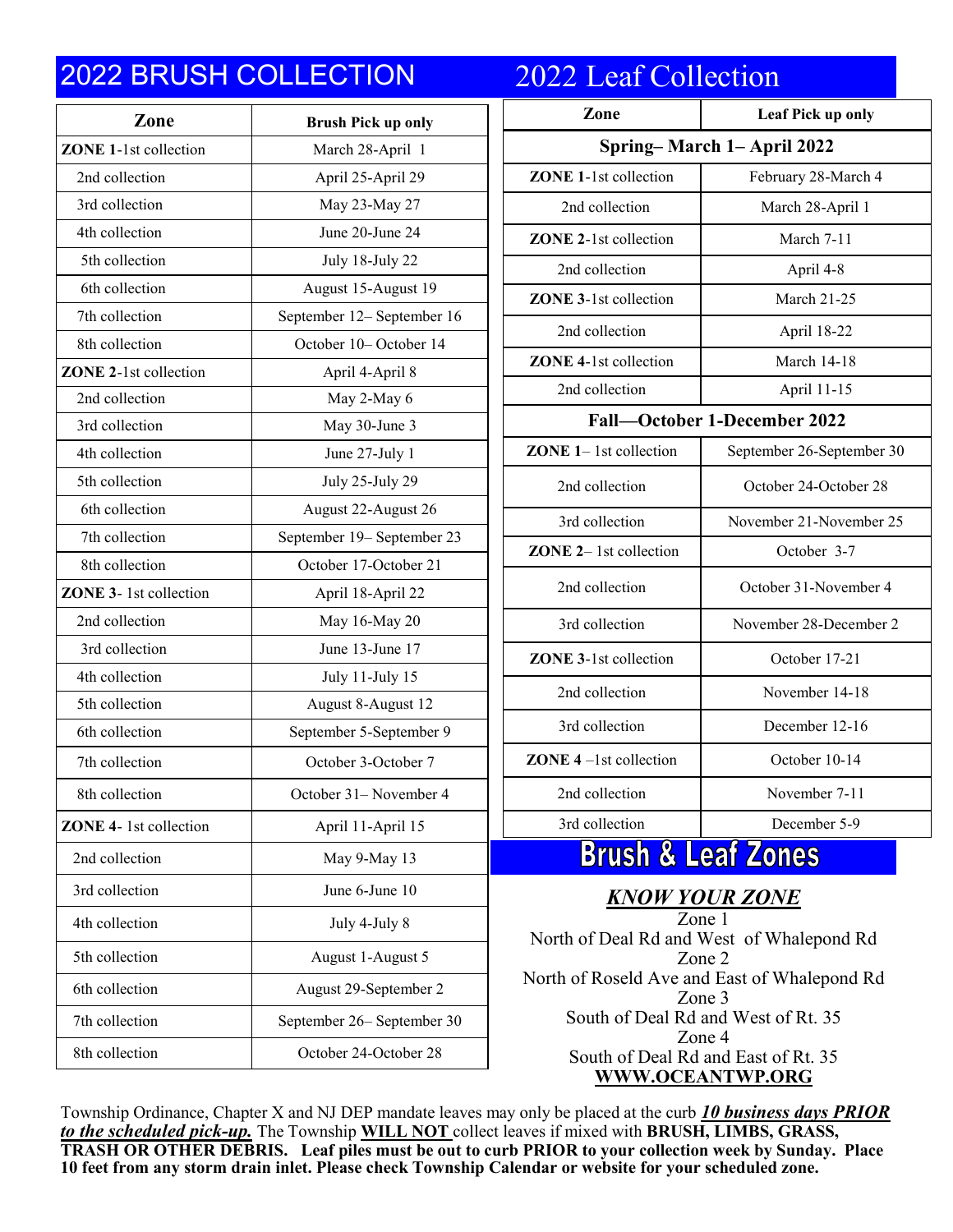## 2022 BRUSH COLLECTION

| Zone | Brush Pick up only |
|---|---|
| **ZONE 1**-1st collection | March 28-April 1 |
| 2nd collection | April 25-April 29 |
| 3rd collection | May 23-May 27 |
| 4th collection | June 20-June 24 |
| 5th collection | July 18-July 22 |
| 6th collection | August 15-August 19 |
| 7th collection | September 12– September 16 |
| 8th collection | October 10– October 14 |
| **ZONE 2**-1st collection | April 4-April 8 |
| 2nd collection | May 2-May 6 |
| 3rd collection | May 30-June 3 |
| 4th collection | June 27-July 1 |
| 5th collection | July 25-July 29 |
| 6th collection | August 22-August 26 |
| 7th collection | September 19– September 23 |
| 8th collection | October 17-October 21 |
| **ZONE 3**- 1st collection | April 18-April 22 |
| 2nd collection | May 16-May 20 |
| 3rd collection | June 13-June 17 |
| 4th collection | July 11-July 15 |
| 5th collection | August 8-August 12 |
| 6th collection | September 5-September 9 |
| 7th collection | October 3-October 7 |
| 8th collection | October 31– November 4 |
| **ZONE 4**- 1st collection | April 11-April 15 |
| 2nd collection | May 9-May 13 |
| 3rd collection | June 6-June 10 |
| 4th collection | July 4-July 8 |
| 5th collection | August 1-August 5 |
| 6th collection | August 29-September 2 |
| 7th collection | September 26– September 30 |
| 8th collection | October 24-October 28 |

## 2022 Leaf Collection

| Zone | Leaf Pick up only |
|---|---|
| **Spring– March 1– April 2022** | |
| **ZONE 1**-1st collection | February 28-March 4 |
| 2nd collection | March 28-April 1 |
| **ZONE 2**-1st collection | March 7-11 |
| 2nd collection | April 4-8 |
| **ZONE 3**-1st collection | March 21-25 |
| 2nd collection | April 18-22 |
| **ZONE 4**-1st collection | March 14-18 |
| 2nd collection | April 11-15 |
| **Fall—October 1-December 2022** | |
| **ZONE 1**– 1st collection | September 26-September 30 |
| 2nd collection | October 24-October 28 |
| 3rd collection | November 21-November 25 |
| **ZONE 2**– 1st collection | October 3-7 |
| 2nd collection | October 31-November 4 |
| 3rd collection | November 28-December 2 |
| **ZONE 3**-1st collection | October 17-21 |
| 2nd collection | November 14-18 |
| 3rd collection | December 12-16 |
| **ZONE 4** –1st collection | October 10-14 |
| 2nd collection | November 7-11 |
| 3rd collection | December 5-9 |

## Brush & Leaf Zones

***KNOW YOUR ZONE***

Zone 1
North of Deal Rd and West of Whalepond Rd

Zone 2
North of Roseld Ave and East of Whalepond Rd

Zone 3
South of Deal Rd and West of Rt. 35

Zone 4
South of Deal Rd and East of Rt. 35

**WWW.OCEANTWP.ORG**

Township Ordinance, Chapter X and NJ DEP mandate leaves may only be placed at the curb ***10 business days PRIOR to the scheduled pick-up.*** The Township **WILL NOT** collect leaves if mixed with **BRUSH, LIMBS, GRASS, TRASH OR OTHER DEBRIS. Leaf piles must be out to curb PRIOR to your collection week by Sunday. Place 10 feet from any storm drain inlet. Please check Township Calendar or website for your scheduled zone.**